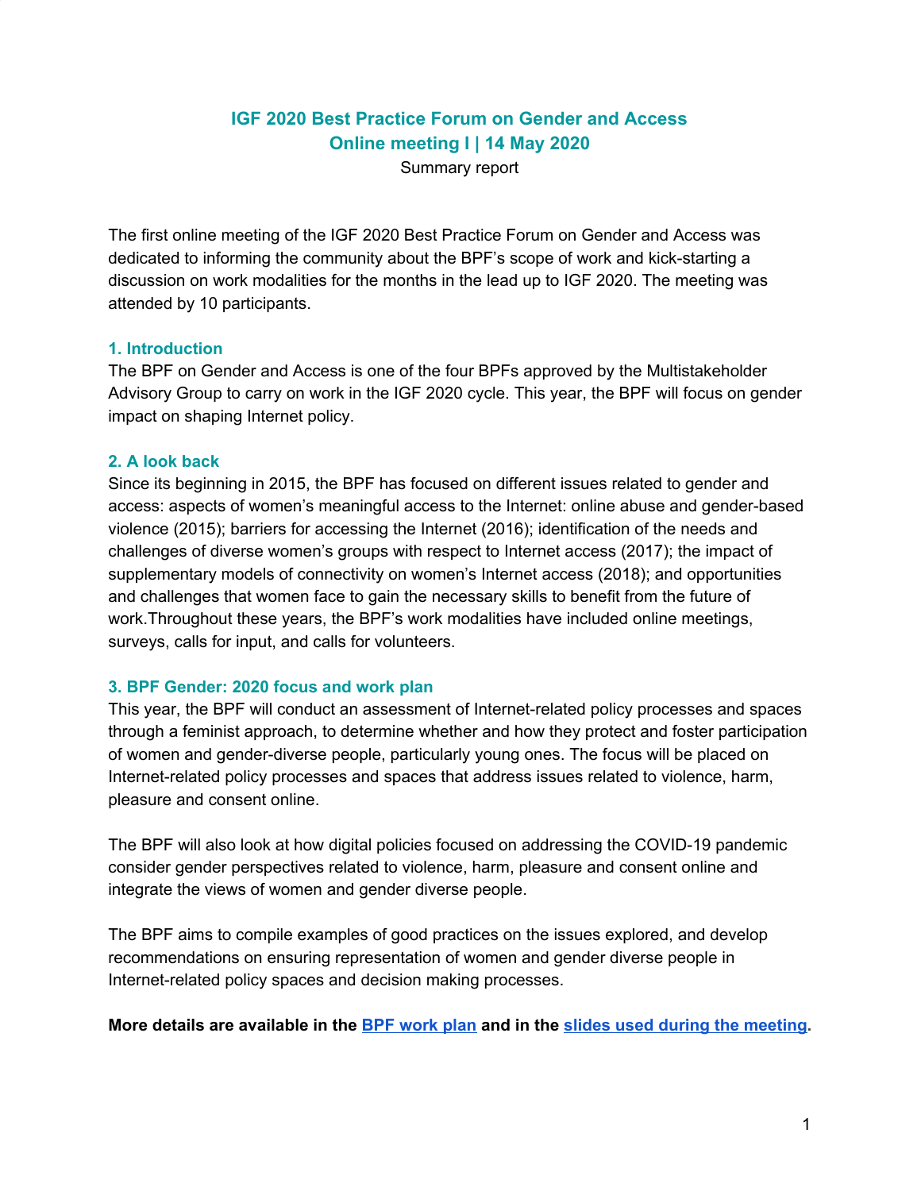# IGF 2020 Best Practice Forum on Gender and Access
## Online meeting I | 14 May 2020

Summary report

The first online meeting of the IGF 2020 Best Practice Forum on Gender and Access was dedicated to informing the community about the BPF's scope of work and kick-starting a discussion on work modalities for the months in the lead up to IGF 2020. The meeting was attended by 10 participants.

### 1. Introduction

The BPF on Gender and Access is one of the four BPFs approved by the Multistakeholder Advisory Group to carry on work in the IGF 2020 cycle. This year, the BPF will focus on gender impact on shaping Internet policy.

### 2. A look back

Since its beginning in 2015, the BPF has focused on different issues related to gender and access: aspects of women's meaningful access to the Internet: online abuse and gender-based violence (2015); barriers for accessing the Internet (2016); identification of the needs and challenges of diverse women's groups with respect to Internet access (2017); the impact of supplementary models of connectivity on women's Internet access (2018); and opportunities and challenges that women face to gain the necessary skills to benefit from the future of work.Throughout these years, the BPF's work modalities have included online meetings, surveys, calls for input, and calls for volunteers.

### 3. BPF Gender: 2020 focus and work plan

This year, the BPF will conduct an assessment of Internet-related policy processes and spaces through a feminist approach, to determine whether and how they protect and foster participation of women and gender-diverse people, particularly young ones. The focus will be placed on Internet-related policy processes and spaces that address issues related to violence, harm, pleasure and consent online.

The BPF will also look at how digital policies focused on addressing the COVID-19 pandemic consider gender perspectives related to violence, harm, pleasure and consent online and integrate the views of women and gender diverse people.

The BPF aims to compile examples of good practices on the issues explored, and develop recommendations on ensuring representation of women and gender diverse people in Internet-related policy spaces and decision making processes.

**More details are available in the BPF work plan and in the slides used during the meeting.**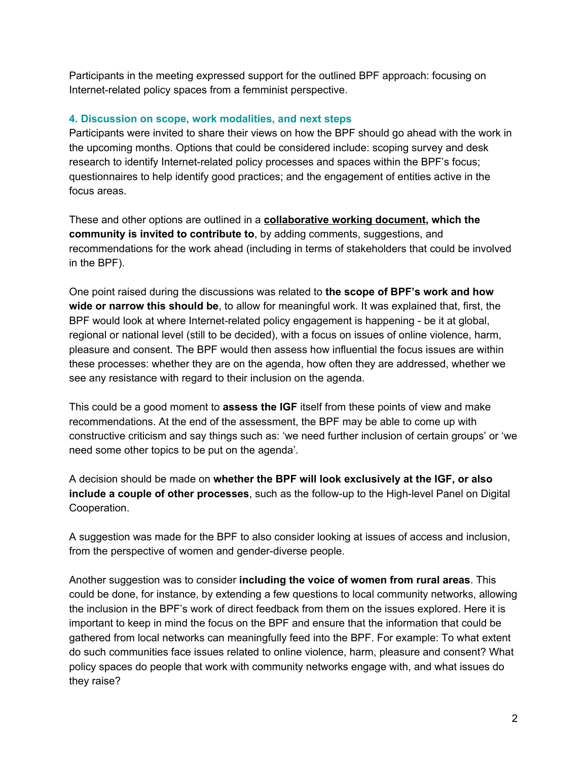Participants in the meeting expressed support for the outlined BPF approach: focusing on Internet-related policy spaces from a femminist perspective.

### 4. Discussion on scope, work modalities, and next steps

Participants were invited to share their views on how the BPF should go ahead with the work in the upcoming months. Options that could be considered include: scoping survey and desk research to identify Internet-related policy processes and spaces within the BPF's focus; questionnaires to help identify good practices; and the engagement of entities active in the focus areas.

These and other options are outlined in a **collaborative working document, which the community is invited to contribute to**, by adding comments, suggestions, and recommendations for the work ahead (including in terms of stakeholders that could be involved in the BPF).

One point raised during the discussions was related to **the scope of BPF's work and how wide or narrow this should be**, to allow for meaningful work. It was explained that, first, the BPF would look at where Internet-related policy engagement is happening - be it at global, regional or national level (still to be decided), with a focus on issues of online violence, harm, pleasure and consent. The BPF would then assess how influential the focus issues are within these processes: whether they are on the agenda, how often they are addressed, whether we see any resistance with regard to their inclusion on the agenda.

This could be a good moment to **assess the IGF** itself from these points of view and make recommendations. At the end of the assessment, the BPF may be able to come up with constructive criticism and say things such as: 'we need further inclusion of certain groups' or 'we need some other topics to be put on the agenda'.

A decision should be made on **whether the BPF will look exclusively at the IGF, or also include a couple of other processes**, such as the follow-up to the High-level Panel on Digital Cooperation.

A suggestion was made for the BPF to also consider looking at issues of access and inclusion, from the perspective of women and gender-diverse people.

Another suggestion was to consider **including the voice of women from rural areas**. This could be done, for instance, by extending a few questions to local community networks, allowing the inclusion in the BPF's work of direct feedback from them on the issues explored. Here it is important to keep in mind the focus on the BPF and ensure that the information that could be gathered from local networks can meaningfully feed into the BPF. For example: To what extent do such communities face issues related to online violence, harm, pleasure and consent? What policy spaces do people that work with community networks engage with, and what issues do they raise?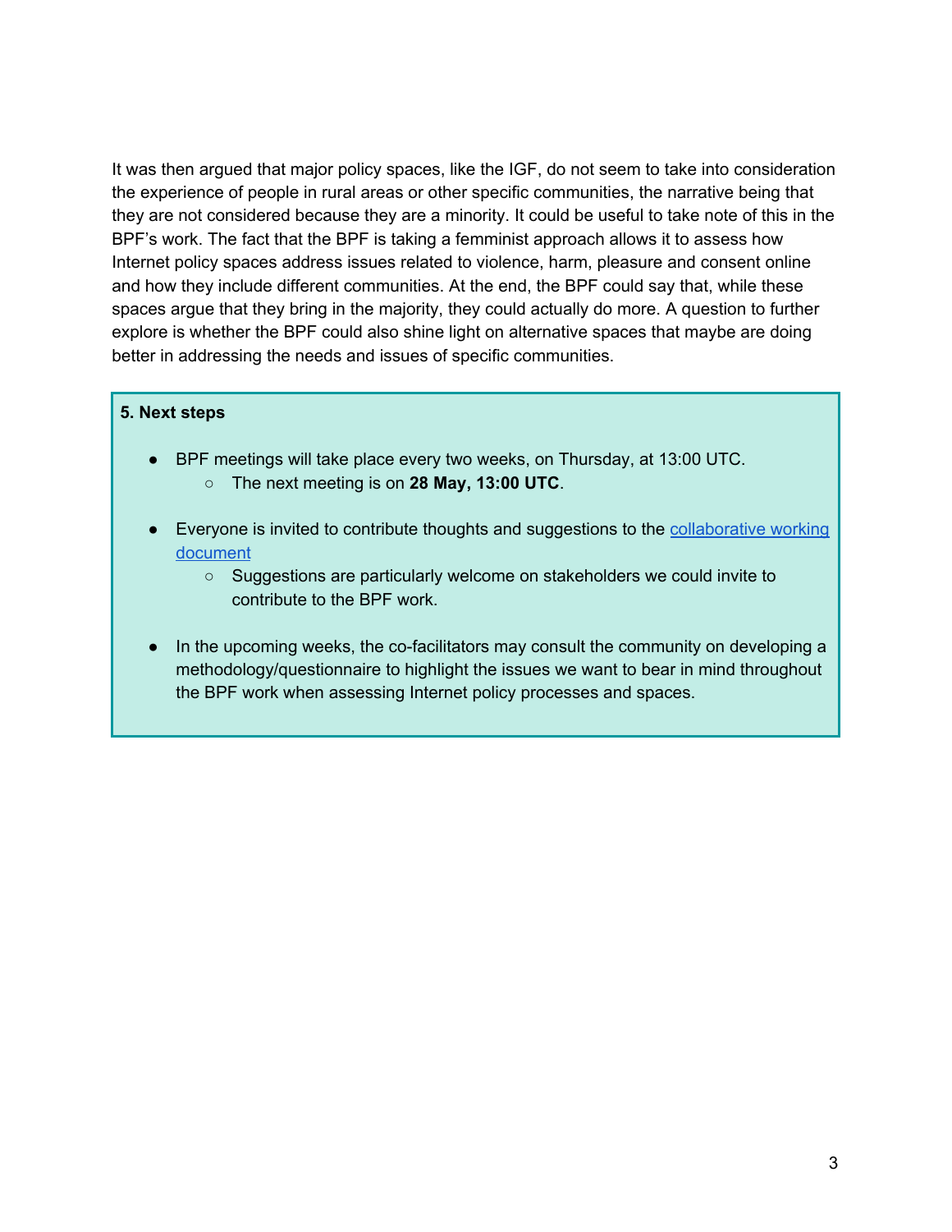It was then argued that major policy spaces, like the IGF, do not seem to take into consideration the experience of people in rural areas or other specific communities, the narrative being that they are not considered because they are a minority. It could be useful to take note of this in the BPF's work. The fact that the BPF is taking a feminist approach allows it to assess how Internet policy spaces address issues related to violence, harm, pleasure and consent online and how they include different communities. At the end, the BPF could say that, while these spaces argue that they bring in the majority, they could actually do more. A question to further explore is whether the BPF could also shine light on alternative spaces that maybe are doing better in addressing the needs and issues of specific communities.

**5. Next steps**

- BPF meetings will take place every two weeks, on Thursday, at 13:00 UTC.
  - The next meeting is on **28 May, 13:00 UTC**.
- Everyone is invited to contribute thoughts and suggestions to the collaborative working document
  - Suggestions are particularly welcome on stakeholders we could invite to contribute to the BPF work.
- In the upcoming weeks, the co-facilitators may consult the community on developing a methodology/questionnaire to highlight the issues we want to bear in mind throughout the BPF work when assessing Internet policy processes and spaces.